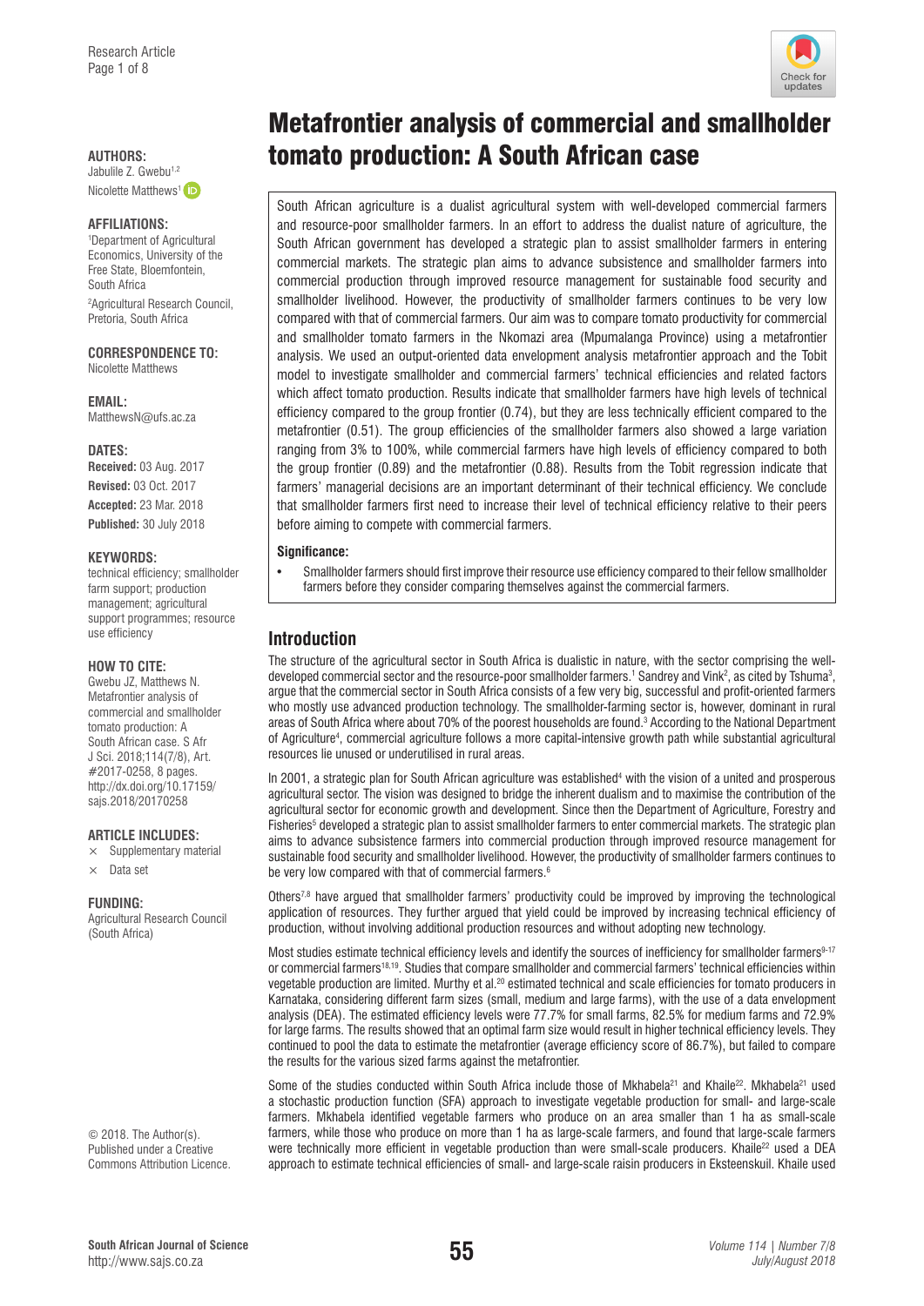# Metafrontier analysis of commercial and smallholder tomato production: A South African case

**AUTHORS:**
Jabulile Z. Gwebu[1,2]
Nicolette Matthews[1]

**AFFILIATIONS:**
[1]Department of Agricultural Economics, University of the Free State, Bloemfontein, South Africa
[2]Agricultural Research Council, Pretoria, South Africa

**CORRESPONDENCE TO:**
Nicolette Matthews

**EMAIL:**
MatthewsN@ufs.ac.za

**DATES:**
**Received:** 03 Aug. 2017
**Revised:** 03 Oct. 2017
**Accepted:** 23 Mar. 2018
**Published:** 30 July 2018

**KEYWORDS:**
technical efficiency; smallholder farm support; production management; agricultural support programmes; resource use efficiency

**HOW TO CITE:**
Gwebu JZ, Matthews N. Metafrontier analysis of commercial and smallholder tomato production: A South African case. S Afr J Sci. 2018;114(7/8), Art. #2017-0258, 8 pages. http://dx.doi.org/10.17159/sajs.2018/20170258

**ARTICLE INCLUDES:**
× Supplementary material
× Data set

**FUNDING:**
Agricultural Research Council (South Africa)

© 2018. The Author(s). Published under a Creative Commons Attribution Licence.

South African agriculture is a dualist agricultural system with well-developed commercial farmers and resource-poor smallholder farmers. In an effort to address the dualist nature of agriculture, the South African government has developed a strategic plan to assist smallholder farmers in entering commercial markets. The strategic plan aims to advance subsistence and smallholder farmers into commercial production through improved resource management for sustainable food security and smallholder livelihood. However, the productivity of smallholder farmers continues to be very low compared with that of commercial farmers. Our aim was to compare tomato productivity for commercial and smallholder tomato farmers in the Nkomazi area (Mpumalanga Province) using a metafrontier analysis. We used an output-oriented data envelopment analysis metafrontier approach and the Tobit model to investigate smallholder and commercial farmers' technical efficiencies and related factors which affect tomato production. Results indicate that smallholder farmers have high levels of technical efficiency compared to the group frontier (0.74), but they are less technically efficient compared to the metafrontier (0.51). The group efficiencies of the smallholder farmers also showed a large variation ranging from 3% to 100%, while commercial farmers have high levels of efficiency compared to both the group frontier (0.89) and the metafrontier (0.88). Results from the Tobit regression indicate that farmers' managerial decisions are an important determinant of their technical efficiency. We conclude that smallholder farmers first need to increase their level of technical efficiency relative to their peers before aiming to compete with commercial farmers.

**Significance:**

- Smallholder farmers should first improve their resource use efficiency compared to their fellow smallholder farmers before they consider comparing themselves against the commercial farmers.

## Introduction

The structure of the agricultural sector in South Africa is dualistic in nature, with the sector comprising the well-developed commercial sector and the resource-poor smallholder farmers.[1] Sandrey and Vink[2], as cited by Tshuma[3], argue that the commercial sector in South Africa consists of a few very big, successful and profit-oriented farmers who mostly use advanced production technology. The smallholder-farming sector is, however, dominant in rural areas of South Africa where about 70% of the poorest households are found.[3] According to the National Department of Agriculture[4], commercial agriculture follows a more capital-intensive growth path while substantial agricultural resources lie unused or underutilised in rural areas.

In 2001, a strategic plan for South African agriculture was established[4] with the vision of a united and prosperous agricultural sector. The vision was designed to bridge the inherent dualism and to maximise the contribution of the agricultural sector for economic growth and development. Since then the Department of Agriculture, Forestry and Fisheries[5] developed a strategic plan to assist smallholder farmers to enter commercial markets. The strategic plan aims to advance subsistence farmers into commercial production through improved resource management for sustainable food security and smallholder livelihood. However, the productivity of smallholder farmers continues to be very low compared with that of commercial farmers.[6]

Others[7,8] have argued that smallholder farmers' productivity could be improved by improving the technological application of resources. They further argued that yield could be improved by increasing technical efficiency of production, without involving additional production resources and without adopting new technology.

Most studies estimate technical efficiency levels and identify the sources of inefficiency for smallholder farmers[9-17] or commercial farmers[18,19]. Studies that compare smallholder and commercial farmers' technical efficiencies within vegetable production are limited. Murthy et al.[20] estimated technical and scale efficiencies for tomato producers in Karnataka, considering different farm sizes (small, medium and large farms), with the use of a data envelopment analysis (DEA). The estimated efficiency levels were 77.7% for small farms, 82.5% for medium farms and 72.9% for large farms. The results showed that an optimal farm size would result in higher technical efficiency levels. They continued to pool the data to estimate the metafrontier (average efficiency score of 86.7%), but failed to compare the results for the various sized farms against the metafrontier.

Some of the studies conducted within South Africa include those of Mkhabela[21] and Khaile[22]. Mkhabela[21] used a stochastic production function (SFA) approach to investigate vegetable production for small- and large-scale farmers. Mkhabela identified vegetable farmers who produce on an area smaller than 1 ha as small-scale farmers, while those who produce on more than 1 ha as large-scale farmers, and found that large-scale farmers were technically more efficient in vegetable production than were small-scale producers. Khaile[22] used a DEA approach to estimate technical efficiencies of small- and large-scale raisin producers in Eksteenskuil. Khaile used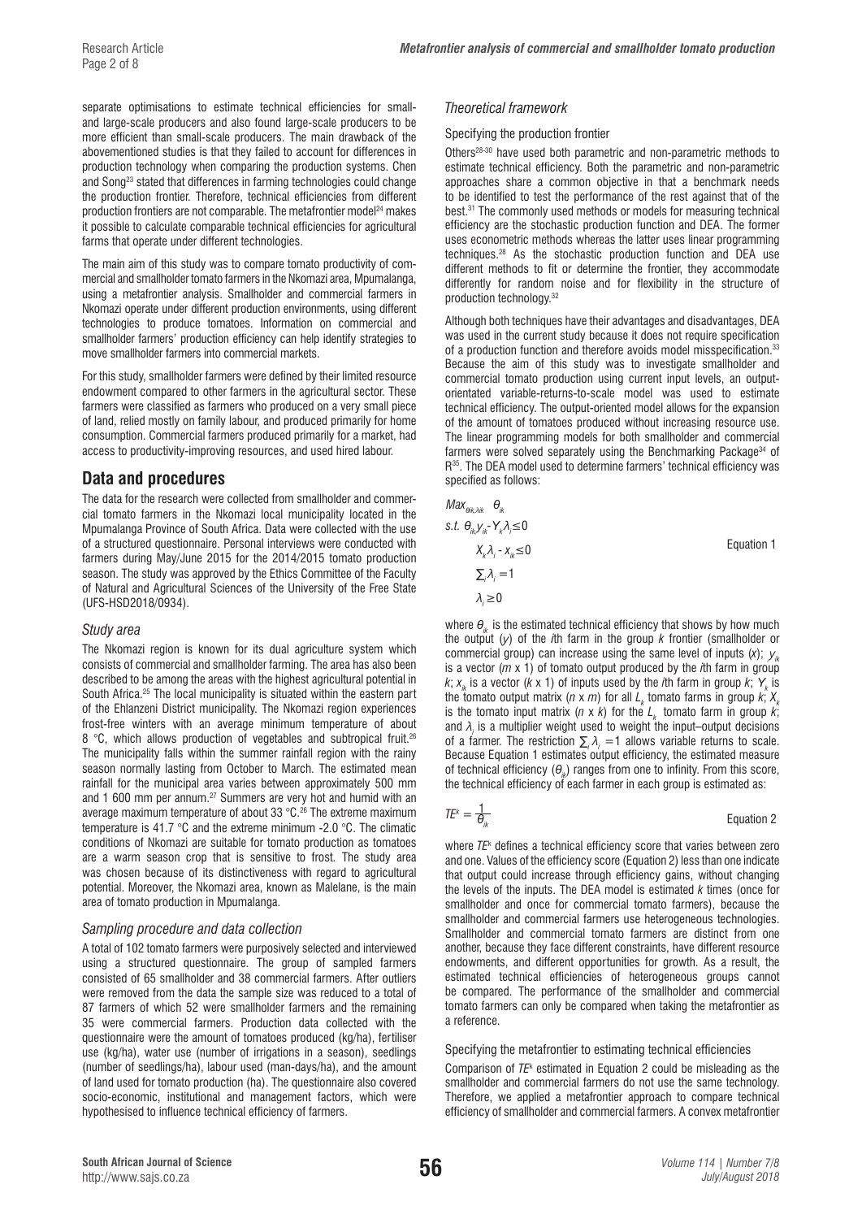separate optimisations to estimate technical efficiencies for small- and large-scale producers and also found large-scale producers to be more efficient than small-scale producers. The main drawback of the abovementioned studies is that they failed to account for differences in production technology when comparing the production systems. Chen and Song[23] stated that differences in farming technologies could change the production frontier. Therefore, technical efficiencies from different production frontiers are not comparable. The metafrontier model[24] makes it possible to calculate comparable technical efficiencies for agricultural farms that operate under different technologies.

The main aim of this study was to compare tomato productivity of commercial and smallholder tomato farmers in the Nkomazi area, Mpumalanga, using a metafrontier analysis. Smallholder and commercial farmers in Nkomazi operate under different production environments, using different technologies to produce tomatoes. Information on commercial and smallholder farmers' production efficiency can help identify strategies to move smallholder farmers into commercial markets.

For this study, smallholder farmers were defined by their limited resource endowment compared to other farmers in the agricultural sector. These farmers were classified as farmers who produced on a very small piece of land, relied mostly on family labour, and produced primarily for home consumption. Commercial farmers produced primarily for a market, had access to productivity-improving resources, and used hired labour.

## Data and procedures

The data for the research were collected from smallholder and commercial tomato farmers in the Nkomazi local municipality located in the Mpumalanga Province of South Africa. Data were collected with the use of a structured questionnaire. Personal interviews were conducted with farmers during May/June 2015 for the 2014/2015 tomato production season. The study was approved by the Ethics Committee of the Faculty of Natural and Agricultural Sciences of the University of the Free State (UFS-HSD2018/0934).

### *Study area*

The Nkomazi region is known for its dual agriculture system which consists of commercial and smallholder farming. The area has also been described to be among the areas with the highest agricultural potential in South Africa.[25] The local municipality is situated within the eastern part of the Ehlanzeni District municipality. The Nkomazi region experiences frost-free winters with an average minimum temperature of about 8 °C, which allows production of vegetables and subtropical fruit.[26] The municipality falls within the summer rainfall region with the rainy season normally lasting from October to March. The estimated mean rainfall for the municipal area varies between approximately 500 mm and 1 600 mm per annum.[27] Summers are very hot and humid with an average maximum temperature of about 33 °C.[26] The extreme maximum temperature is 41.7 °C and the extreme minimum -2.0 °C. The climatic conditions of Nkomazi are suitable for tomato production as tomatoes are a warm season crop that is sensitive to frost. The study area was chosen because of its distinctiveness with regard to agricultural potential. Moreover, the Nkomazi area, known as Malelane, is the main area of tomato production in Mpumalanga.

### *Sampling procedure and data collection*

A total of 102 tomato farmers were purposively selected and interviewed using a structured questionnaire. The group of sampled farmers consisted of 65 smallholder and 38 commercial farmers. After outliers were removed from the data the sample size was reduced to a total of 87 farmers of which 52 were smallholder farmers and the remaining 35 were commercial farmers. Production data collected with the questionnaire were the amount of tomatoes produced (kg/ha), fertiliser use (kg/ha), water use (number of irrigations in a season), seedlings (number of seedlings/ha), labour used (man-days/ha), and the amount of land used for tomato production (ha). The questionnaire also covered socio-economic, institutional and management factors, which were hypothesised to influence technical efficiency of farmers.

### *Theoretical framework*

#### Specifying the production frontier

Others[28-30] have used both parametric and non-parametric methods to estimate technical efficiency. Both the parametric and non-parametric approaches share a common objective in that a benchmark needs to be identified to test the performance of the rest against that of the best.[31] The commonly used methods or models for measuring technical efficiency are the stochastic production function and DEA. The former uses econometric methods whereas the latter uses linear programming techniques.[28] As the stochastic production function and DEA use different methods to fit or determine the frontier, they accommodate differently for random noise and for flexibility in the structure of production technology.[32]

Although both techniques have their advantages and disadvantages, DEA was used in the current study because it does not require specification of a production function and therefore avoids model misspecification.[33] Because the aim of this study was to investigate smallholder and commercial tomato production using current input levels, an output-orientated variable-returns-to-scale model was used to estimate technical efficiency. The output-oriented model allows for the expansion of the amount of tomatoes produced without increasing resource use. The linear programming models for both smallholder and commercial farmers were solved separately using the Benchmarking Package[34] of R[35]. The DEA model used to determine farmers' technical efficiency was specified as follows:

$$
\begin{aligned}
&\underset{\theta_{ik},\lambda_{ik}}{Max} \quad \theta_{ik} \\
&s.t.\ \theta_{ik} y_{ik} - Y_k \lambda_i \leq 0 \\
&\quad X_k \lambda_i - x_{ik} \leq 0 \\
&\quad \textstyle\sum_i \lambda_i = 1 \\
&\quad \lambda_i \geq 0
\end{aligned}
\qquad \text{Equation 1}
$$

where $\theta_{ik}$ is the estimated technical efficiency that shows by how much the output ($y$) of the $i$th farm in the group $k$ frontier (smallholder or commercial group) can increase using the same level of inputs ($x$); $y_{ik}$ is a vector ($m$ x 1) of tomato output produced by the $i$th farm in group $k$; $x_{ik}$ is a vector ($k$ x 1) of inputs used by the $i$th farm in group $k$; $Y_k$ is the tomato output matrix ($n$ x $m$) for all $L_k$ tomato farms in group $k$; $X_k$ is the tomato input matrix ($n$ x $k$) for the $L_k$ tomato farm in group $k$; and $\lambda_i$ is a multiplier weight used to weight the input–output decisions of a farmer. The restriction $\sum_i \lambda_i = 1$ allows variable returns to scale. Because Equation 1 estimates output efficiency, the estimated measure of technical efficiency ($\theta_{ik}$) ranges from one to infinity. From this score, the technical efficiency of each farmer in each group is estimated as:

$$TE^k = \frac{1}{\theta_{ik}} \qquad \text{Equation 2}$$

where $TE^k$ defines a technical efficiency score that varies between zero and one. Values of the efficiency score (Equation 2) less than one indicate that output could increase through efficiency gains, without changing the levels of the inputs. The DEA model is estimated $k$ times (once for smallholder and once for commercial tomato farmers), because the smallholder and commercial farmers use heterogeneous technologies. Smallholder and commercial tomato farmers are distinct from one another, because they face different constraints, have different resource endowments, and different opportunities for growth. As a result, the estimated technical efficiencies of heterogeneous groups cannot be compared. The performance of the smallholder and commercial tomato farmers can only be compared when taking the metafrontier as a reference.

#### Specifying the metafrontier to estimating technical efficiencies

Comparison of $TE^k$ estimated in Equation 2 could be misleading as the smallholder and commercial farmers do not use the same technology. Therefore, we applied a metafrontier approach to compare technical efficiency of smallholder and commercial farmers. A convex metafrontier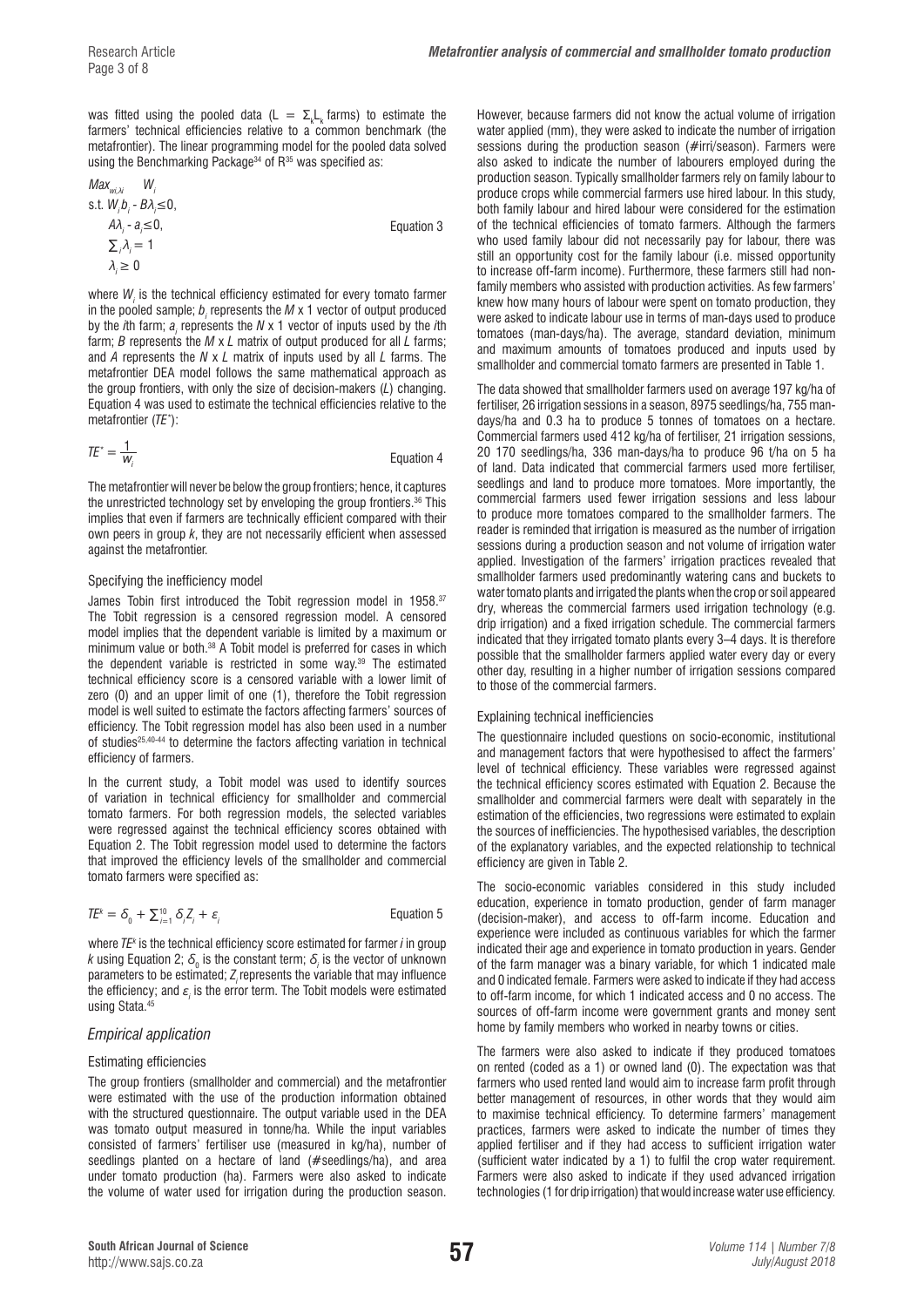was fitted using the pooled data ($L = \Sigma_k L_k$ farms) to estimate the farmers' technical efficiencies relative to a common benchmark (the metafrontier). The linear programming model for the pooled data solved using the Benchmarking Package[34] of R[35] was specified as:

$$
\begin{aligned}
&Max_{wi,\lambda i} \quad W_i \\
&\text{s.t. } W_i b_i - B\lambda_i \leq 0, \\
&A\lambda_i - a_i \leq 0, \\
&\textstyle\sum_i \lambda_i = 1 \\
&\lambda_i \geq 0
\end{aligned}
\qquad \text{Equation 3}
$$

where $W_i$ is the technical efficiency estimated for every tomato farmer in the pooled sample; $b_i$ represents the $M$ x 1 vector of output produced by the $i$th farm; $a_i$ represents the $N$ x 1 vector of inputs used by the $i$th farm; $B$ represents the $M$ x $L$ matrix of output produced for all $L$ farms; and $A$ represents the $N$ x $L$ matrix of inputs used by all $L$ farms. The metafrontier DEA model follows the same mathematical approach as the group frontiers, with only the size of decision-makers ($L$) changing. Equation 4 was used to estimate the technical efficiencies relative to the metafrontier ($TE^*$):

$$
TE^* = \frac{1}{W_i} \qquad \text{Equation 4}
$$

The metafrontier will never be below the group frontiers; hence, it captures the unrestricted technology set by enveloping the group frontiers.[36] This implies that even if farmers are technically efficient compared with their own peers in group $k$, they are not necessarily efficient when assessed against the metafrontier.

### Specifying the inefficiency model

James Tobin first introduced the Tobit regression model in 1958.[37] The Tobit regression is a censored regression model. A censored model implies that the dependent variable is limited by a maximum or minimum value or both.[38] A Tobit model is preferred for cases in which the dependent variable is restricted in some way.[39] The estimated technical efficiency score is a censored variable with a lower limit of zero (0) and an upper limit of one (1), therefore the Tobit regression model is well suited to estimate the factors affecting farmers' sources of efficiency. The Tobit regression model has also been used in a number of studies[25,40-44] to determine the factors affecting variation in technical efficiency of farmers.

In the current study, a Tobit model was used to identify sources of variation in technical efficiency for smallholder and commercial tomato farmers. For both regression models, the selected variables were regressed against the technical efficiency scores obtained with Equation 2. The Tobit regression model used to determine the factors that improved the efficiency levels of the smallholder and commercial tomato farmers were specified as:

$$
TE^k = \delta_0 + \textstyle\sum_{i=1}^{10} \delta_i Z_i + \varepsilon_i \qquad \text{Equation 5}
$$

where $TE^k$ is the technical efficiency score estimated for farmer $i$ in group $k$ using Equation 2; $\delta_0$ is the constant term; $\delta_i$ is the vector of unknown parameters to be estimated; $Z_i$ represents the variable that may influence the efficiency; and $\varepsilon_i$ is the error term. The Tobit models were estimated using Stata.[45]

## Empirical application

### Estimating efficiencies

The group frontiers (smallholder and commercial) and the metafrontier were estimated with the use of the production information obtained with the structured questionnaire. The output variable used in the DEA was tomato output measured in tonne/ha. While the input variables consisted of farmers' fertiliser use (measured in kg/ha), number of seedlings planted on a hectare of land (#seedlings/ha), and area under tomato production (ha). Farmers were also asked to indicate the volume of water used for irrigation during the production season. However, because farmers did not know the actual volume of irrigation water applied (mm), they were asked to indicate the number of irrigation sessions during the production season (#irri/season). Farmers were also asked to indicate the number of labourers employed during the production season. Typically smallholder farmers rely on family labour to produce crops while commercial farmers use hired labour. In this study, both family labour and hired labour were considered for the estimation of the technical efficiencies of tomato farmers. Although the farmers who used family labour did not necessarily pay for labour, there was still an opportunity cost for the family labour (i.e. missed opportunity to increase off-farm income). Furthermore, these farmers still had non-family members who assisted with production activities. As few farmers' knew how many hours of labour were spent on tomato production, they were asked to indicate labour use in terms of man-days used to produce tomatoes (man-days/ha). The average, standard deviation, minimum and maximum amounts of tomatoes produced and inputs used by smallholder and commercial tomato farmers are presented in Table 1.

The data showed that smallholder farmers used on average 197 kg/ha of fertiliser, 26 irrigation sessions in a season, 8975 seedlings/ha, 755 man-days/ha and 0.3 ha to produce 5 tonnes of tomatoes on a hectare. Commercial farmers used 412 kg/ha of fertiliser, 21 irrigation sessions, 20 170 seedlings/ha, 336 man-days/ha to produce 96 t/ha on 5 ha of land. Data indicated that commercial farmers used more fertiliser, seedlings and land to produce more tomatoes. More importantly, the commercial farmers used fewer irrigation sessions and less labour to produce more tomatoes compared to the smallholder farmers. The reader is reminded that irrigation is measured as the number of irrigation sessions during a production season and not volume of irrigation water applied. Investigation of the farmers' irrigation practices revealed that smallholder farmers used predominantly watering cans and buckets to water tomato plants and irrigated the plants when the crop or soil appeared dry, whereas the commercial farmers used irrigation technology (e.g. drip irrigation) and a fixed irrigation schedule. The commercial farmers indicated that they irrigated tomato plants every 3–4 days. It is therefore possible that the smallholder farmers applied water every day or every other day, resulting in a higher number of irrigation sessions compared to those of the commercial farmers.

### Explaining technical inefficiencies

The questionnaire included questions on socio-economic, institutional and management factors that were hypothesised to affect the farmers' level of technical efficiency. These variables were regressed against the technical efficiency scores estimated with Equation 2. Because the smallholder and commercial farmers were dealt with separately in the estimation of the efficiencies, two regressions were estimated to explain the sources of inefficiencies. The hypothesised variables, the description of the explanatory variables, and the expected relationship to technical efficiency are given in Table 2.

The socio-economic variables considered in this study included education, experience in tomato production, gender of farm manager (decision-maker), and access to off-farm income. Education and experience were included as continuous variables for which the farmer indicated their age and experience in tomato production in years. Gender of the farm manager was a binary variable, for which 1 indicated male and 0 indicated female. Farmers were asked to indicate if they had access to off-farm income, for which 1 indicated access and 0 no access. The sources of off-farm income were government grants and money sent home by family members who worked in nearby towns or cities.

The farmers were also asked to indicate if they produced tomatoes on rented (coded as a 1) or owned land (0). The expectation was that farmers who used rented land would aim to increase farm profit through better management of resources, in other words that they would aim to maximise technical efficiency. To determine farmers' management practices, farmers were asked to indicate the number of times they applied fertiliser and if they had access to sufficient irrigation water (sufficient water indicated by a 1) to fulfil the crop water requirement. Farmers were also asked to indicate if they used advanced irrigation technologies (1 for drip irrigation) that would increase water use efficiency.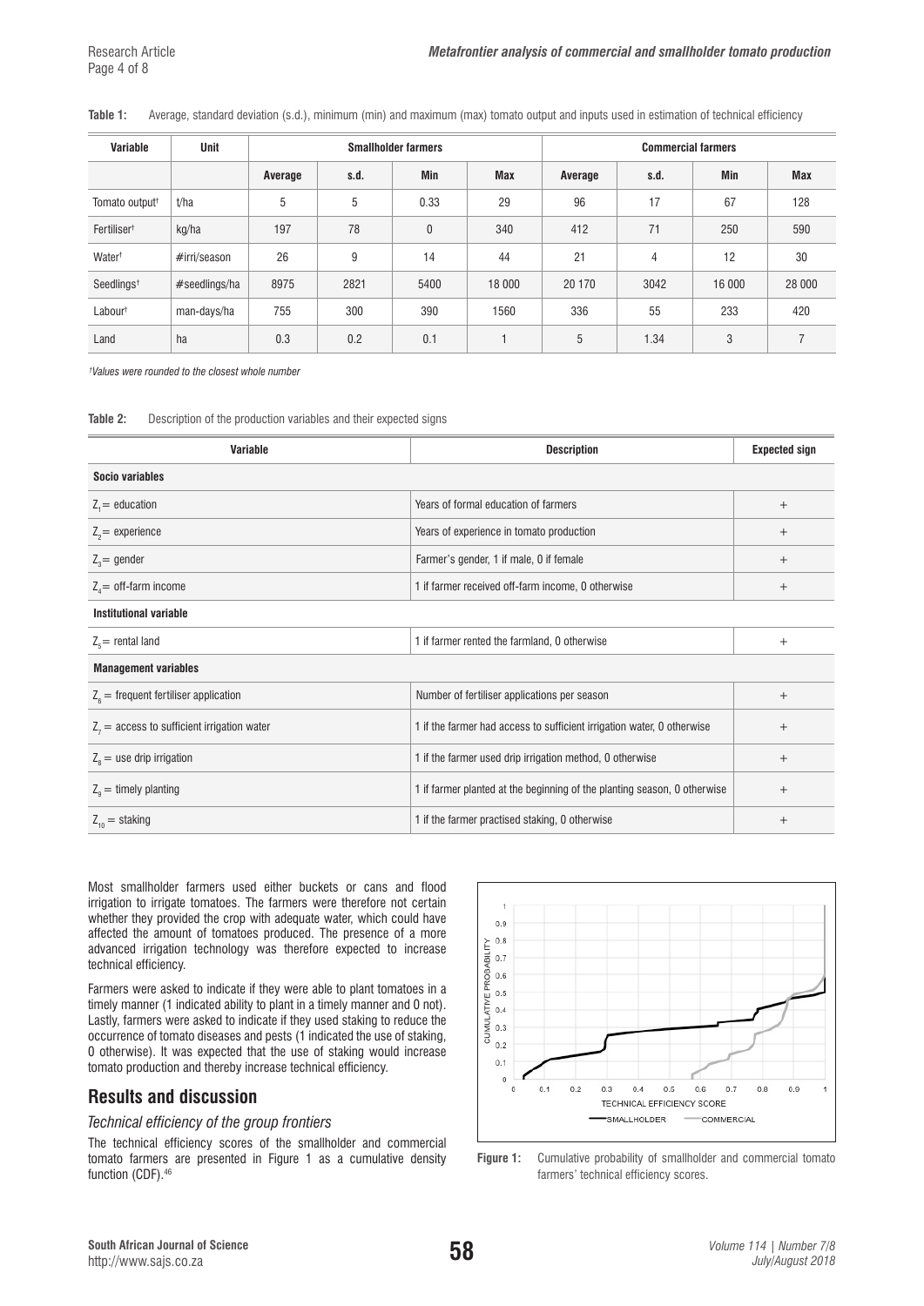**Table 1:** Average, standard deviation (s.d.), minimum (min) and maximum (max) tomato output and inputs used in estimation of technical efficiency

| Variable | Unit | Smallholder farmers | | | | Commercial farmers | | | |
|---|---|---|---|---|---|---|---|---|---|
| | | Average | s.d. | Min | Max | Average | s.d. | Min | Max |
| Tomato output† | t/ha | 5 | 5 | 0.33 | 29 | 96 | 17 | 67 | 128 |
| Fertiliser† | kg/ha | 197 | 78 | 0 | 340 | 412 | 71 | 250 | 590 |
| Water† | #irri/season | 26 | 9 | 14 | 44 | 21 | 4 | 12 | 30 |
| Seedlings† | #seedlings/ha | 8975 | 2821 | 5400 | 18 000 | 20 170 | 3042 | 16 000 | 28 000 |
| Labour† | man-days/ha | 755 | 300 | 390 | 1560 | 336 | 55 | 233 | 420 |
| Land | ha | 0.3 | 0.2 | 0.1 | 1 | 5 | 1.34 | 3 | 7 |

*†Values were rounded to the closest whole number*

**Table 2:** Description of the production variables and their expected signs

| Variable | Description | Expected sign |
|---|---|---|
| **Socio variables** | | |
| $Z_1$ = education | Years of formal education of farmers | + |
| $Z_2$ = experience | Years of experience in tomato production | + |
| $Z_3$ = gender | Farmer's gender, 1 if male, 0 if female | + |
| $Z_4$ = off-farm income | 1 if farmer received off-farm income, 0 otherwise | + |
| **Institutional variable** | | |
| $Z_5$ = rental land | 1 if farmer rented the farmland, 0 otherwise | + |
| **Management variables** | | |
| $Z_6$ = frequent fertiliser application | Number of fertiliser applications per season | + |
| $Z_7$ = access to sufficient irrigation water | 1 if the farmer had access to sufficient irrigation water, 0 otherwise | + |
| $Z_8$ = use drip irrigation | 1 if the farmer used drip irrigation method, 0 otherwise | + |
| $Z_9$ = timely planting | 1 if farmer planted at the beginning of the planting season, 0 otherwise | + |
| $Z_{10}$ = staking | 1 if the farmer practised staking, 0 otherwise | + |

Most smallholder farmers used either buckets or cans and flood irrigation to irrigate tomatoes. The farmers were therefore not certain whether they provided the crop with adequate water, which could have affected the amount of tomatoes produced. The presence of a more advanced irrigation technology was therefore expected to increase technical efficiency.

Farmers were asked to indicate if they were able to plant tomatoes in a timely manner (1 indicated ability to plant in a timely manner and 0 not). Lastly, farmers were asked to indicate if they used staking to reduce the occurrence of tomato diseases and pests (1 indicated the use of staking, 0 otherwise). It was expected that the use of staking would increase tomato production and thereby increase technical efficiency.

## Results and discussion

### *Technical efficiency of the group frontiers*

The technical efficiency scores of the smallholder and commercial tomato farmers are presented in Figure 1 as a cumulative density function (CDF).[46]

**Figure 1:** Cumulative probability of smallholder and commercial tomato farmers' technical efficiency scores.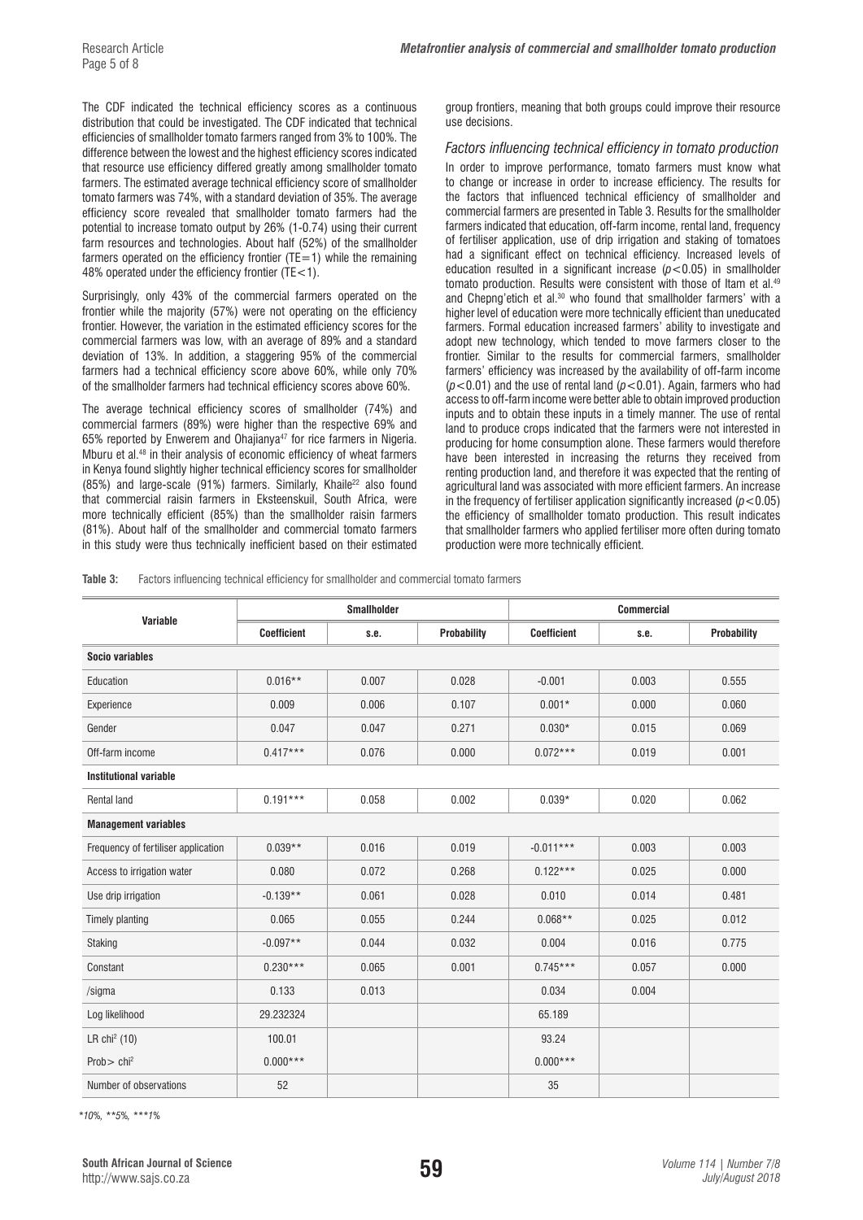The CDF indicated the technical efficiency scores as a continuous distribution that could be investigated. The CDF indicated that technical efficiencies of smallholder tomato farmers ranged from 3% to 100%. The difference between the lowest and the highest efficiency scores indicated that resource use efficiency differed greatly among smallholder tomato farmers. The estimated average technical efficiency score of smallholder tomato farmers was 74%, with a standard deviation of 35%. The average efficiency score revealed that smallholder tomato farmers had the potential to increase tomato output by 26% (1-0.74) using their current farm resources and technologies. About half (52%) of the smallholder farmers operated on the efficiency frontier (TE=1) while the remaining 48% operated under the efficiency frontier (TE<1).

Surprisingly, only 43% of the commercial farmers operated on the frontier while the majority (57%) were not operating on the efficiency frontier. However, the variation in the estimated efficiency scores for the commercial farmers was low, with an average of 89% and a standard deviation of 13%. In addition, a staggering 95% of the commercial farmers had a technical efficiency score above 60%, while only 70% of the smallholder farmers had technical efficiency scores above 60%.

The average technical efficiency scores of smallholder (74%) and commercial farmers (89%) were higher than the respective 69% and 65% reported by Enwerem and Ohajianya[47] for rice farmers in Nigeria. Mburu et al.[48] in their analysis of economic efficiency of wheat farmers in Kenya found slightly higher technical efficiency scores for smallholder (85%) and large-scale (91%) farmers. Similarly, Khaile[22] also found that commercial raisin farmers in Eksteenskuil, South Africa, were more technically efficient (85%) than the smallholder raisin farmers (81%). About half of the smallholder and commercial tomato farmers in this study were thus technically inefficient based on their estimated group frontiers, meaning that both groups could improve their resource use decisions.

### *Factors influencing technical efficiency in tomato production*

In order to improve performance, tomato farmers must know what to change or increase in order to increase efficiency. The results for the factors that influenced technical efficiency of smallholder and commercial farmers are presented in Table 3. Results for the smallholder farmers indicated that education, off-farm income, rental land, frequency of fertiliser application, use of drip irrigation and staking of tomatoes had a significant effect on technical efficiency. Increased levels of education resulted in a significant increase ($p<0.05$) in smallholder tomato production. Results were consistent with those of Itam et al.[49] and Chepng'etich et al.[30] who found that smallholder farmers' with a higher level of education were more technically efficient than uneducated farmers. Formal education increased farmers' ability to investigate and adopt new technology, which tended to move farmers closer to the frontier. Similar to the results for commercial farmers, smallholder farmers' efficiency was increased by the availability of off-farm income ($p<0.01$) and the use of rental land ($p<0.01$). Again, farmers who had access to off-farm income were better able to obtain improved production inputs and to obtain these inputs in a timely manner. The use of rental land to produce crops indicated that the farmers were not interested in producing for home consumption alone. These farmers would therefore have been interested in increasing the returns they received from renting production land, and therefore it was expected that the renting of agricultural land was associated with more efficient farmers. An increase in the frequency of fertiliser application significantly increased ($p<0.05$) the efficiency of smallholder tomato production. This result indicates that smallholder farmers who applied fertiliser more often during tomato production were more technically efficient.

**Table 3:** Factors influencing technical efficiency for smallholder and commercial tomato farmers

| Variable | Smallholder | | | Commercial | | |
|---|---|---|---|---|---|---|
| | Coefficient | s.e. | Probability | Coefficient | s.e. | Probability |
| **Socio variables** | | | | | | |
| Education | 0.016** | 0.007 | 0.028 | -0.001 | 0.003 | 0.555 |
| Experience | 0.009 | 0.006 | 0.107 | 0.001* | 0.000 | 0.060 |
| Gender | 0.047 | 0.047 | 0.271 | 0.030* | 0.015 | 0.069 |
| Off-farm income | 0.417*** | 0.076 | 0.000 | 0.072*** | 0.019 | 0.001 |
| **Institutional variable** | | | | | | |
| Rental land | 0.191*** | 0.058 | 0.002 | 0.039* | 0.020 | 0.062 |
| **Management variables** | | | | | | |
| Frequency of fertiliser application | 0.039** | 0.016 | 0.019 | -0.011*** | 0.003 | 0.003 |
| Access to irrigation water | 0.080 | 0.072 | 0.268 | 0.122*** | 0.025 | 0.000 |
| Use drip irrigation | -0.139** | 0.061 | 0.028 | 0.010 | 0.014 | 0.481 |
| Timely planting | 0.065 | 0.055 | 0.244 | 0.068** | 0.025 | 0.012 |
| Staking | -0.097** | 0.044 | 0.032 | 0.004 | 0.016 | 0.775 |
| Constant | 0.230*** | 0.065 | 0.001 | 0.745*** | 0.057 | 0.000 |
| /sigma | 0.133 | 0.013 | | 0.034 | 0.004 | |
| Log likelihood | 29.232324 | | | 65.189 | | |
| LR $chi^2$ (10) | 100.01 | | | 93.24 | | |
| Prob> $chi^2$ | 0.000*** | | | 0.000*** | | |
| Number of observations | 52 | | | 35 | | |

*\*10%, \*\*5%, \*\*\*1%*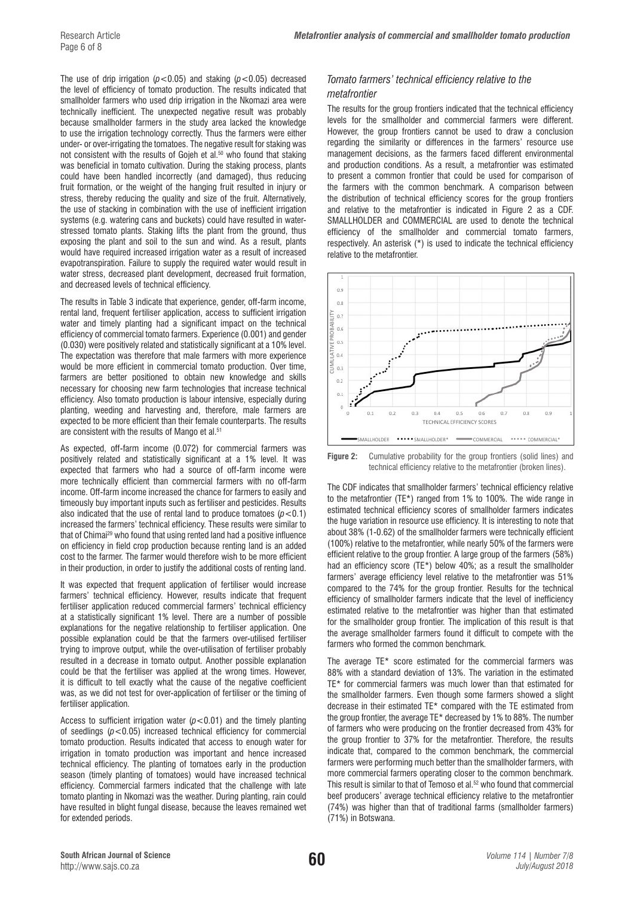The use of drip irrigation ($p<0.05$) and staking ($p<0.05$) decreased the level of efficiency of tomato production. The results indicated that smallholder farmers who used drip irrigation in the Nkomazi area were technically inefficient. The unexpected negative result was probably because smallholder farmers in the study area lacked the knowledge to use the irrigation technology correctly. Thus the farmers were either under- or over-irrigating the tomatoes. The negative result for staking was not consistent with the results of Gojeh et al.[50] who found that staking was beneficial in tomato cultivation. During the staking process, plants could have been handled incorrectly (and damaged), thus reducing fruit formation, or the weight of the hanging fruit resulted in injury or stress, thereby reducing the quality and size of the fruit. Alternatively, the use of stacking in combination with the use of inefficient irrigation systems (e.g. watering cans and buckets) could have resulted in water-stressed tomato plants. Staking lifts the plant from the ground, thus exposing the plant and soil to the sun and wind. As a result, plants would have required increased irrigation water as a result of increased evapotranspiration. Failure to supply the required water would result in water stress, decreased plant development, decreased fruit formation, and decreased levels of technical efficiency.

The results in Table 3 indicate that experience, gender, off-farm income, rental land, frequent fertiliser application, access to sufficient irrigation water and timely planting had a significant impact on the technical efficiency of commercial tomato farmers. Experience (0.001) and gender (0.030) were positively related and statistically significant at a 10% level. The expectation was therefore that male farmers with more experience would be more efficient in commercial tomato production. Over time, farmers are better positioned to obtain new knowledge and skills necessary for choosing new farm technologies that increase technical efficiency. Also tomato production is labour intensive, especially during planting, weeding and harvesting and, therefore, male farmers are expected to be more efficient than their female counterparts. The results are consistent with the results of Mango et al.[51]

As expected, off-farm income (0.072) for commercial farmers was positively related and statistically significant at a 1% level. It was expected that farmers who had a source of off-farm income were more technically efficient than commercial farmers with no off-farm income. Off-farm income increased the chance for farmers to easily and timeously buy important inputs such as fertiliser and pesticides. Results also indicated that the use of rental land to produce tomatoes ($p<0.1$) increased the farmers' technical efficiency. These results were similar to that of Chimai[29] who found that using rented land had a positive influence on efficiency in field crop production because renting land is an added cost to the farmer. The farmer would therefore wish to be more efficient in their production, in order to justify the additional costs of renting land.

It was expected that frequent application of fertiliser would increase farmers' technical efficiency. However, results indicate that frequent fertiliser application reduced commercial farmers' technical efficiency at a statistically significant 1% level. There are a number of possible explanations for the negative relationship to fertiliser application. One possible explanation could be that the farmers over-utilised fertiliser trying to improve output, while the over-utilisation of fertiliser probably resulted in a decrease in tomato output. Another possible explanation could be that the fertiliser was applied at the wrong times. However, it is difficult to tell exactly what the cause of the negative coefficient was, as we did not test for over-application of fertiliser or the timing of fertiliser application.

Access to sufficient irrigation water ($p<0.01$) and the timely planting of seedlings ($p<0.05$) increased technical efficiency for commercial tomato production. Results indicated that access to enough water for irrigation in tomato production was important and hence increased technical efficiency. The planting of tomatoes early in the production season (timely planting of tomatoes) would have increased technical efficiency. Commercial farmers indicated that the challenge with late tomato planting in Nkomazi was the weather. During planting, rain could have resulted in blight fungal disease, because the leaves remained wet for extended periods.

### *Tomato farmers' technical efficiency relative to the metafrontier*

The results for the group frontiers indicated that the technical efficiency levels for the smallholder and commercial farmers were different. However, the group frontiers cannot be used to draw a conclusion regarding the similarity or differences in the farmers' resource use management decisions, as the farmers faced different environmental and production conditions. As a result, a metafrontier was estimated to present a common frontier that could be used for comparison of the farmers with the common benchmark. A comparison between the distribution of technical efficiency scores for the group frontiers and relative to the metafrontier is indicated in Figure 2 as a CDF. SMALLHOLDER and COMMERCIAL are used to denote the technical efficiency of the smallholder and commercial tomato farmers, respectively. An asterisk (*) is used to indicate the technical efficiency relative to the metafrontier.

**Figure 2:** Cumulative probability for the group frontiers (solid lines) and technical efficiency relative to the metafrontier (broken lines).

The CDF indicates that smallholder farmers' technical efficiency relative to the metafrontier (TE*) ranged from 1% to 100%. The wide range in estimated technical efficiency scores of smallholder farmers indicates the huge variation in resource use efficiency. It is interesting to note that about 38% (1-0.62) of the smallholder farmers were technically efficient (100%) relative to the metafrontier, while nearly 50% of the farmers were efficient relative to the group frontier. A large group of the farmers (58%) had an efficiency score (TE*) below 40%; as a result the smallholder farmers' average efficiency level relative to the metafrontier was 51% compared to the 74% for the group frontier. Results for the technical efficiency of smallholder farmers indicate that the level of inefficiency estimated relative to the metafrontier was higher than that estimated for the smallholder group frontier. The implication of this result is that the average smallholder farmers found it difficult to compete with the farmers who formed the common benchmark.

The average TE* score estimated for the commercial farmers was 88% with a standard deviation of 13%. The variation in the estimated TE* for commercial farmers was much lower than that estimated for the smallholder farmers. Even though some farmers showed a slight decrease in their estimated TE* compared with the TE estimated from the group frontier, the average TE* decreased by 1% to 88%. The number of farmers who were producing on the frontier decreased from 43% for the group frontier to 37% for the metafrontier. Therefore, the results indicate that, compared to the common benchmark, the commercial farmers were performing much better than the smallholder farmers, with more commercial farmers operating closer to the common benchmark. This result is similar to that of Temoso et al.[52] who found that commercial beef producers' average technical efficiency relative to the metafrontier (74%) was higher than that of traditional farms (smallholder farmers) (71%) in Botswana.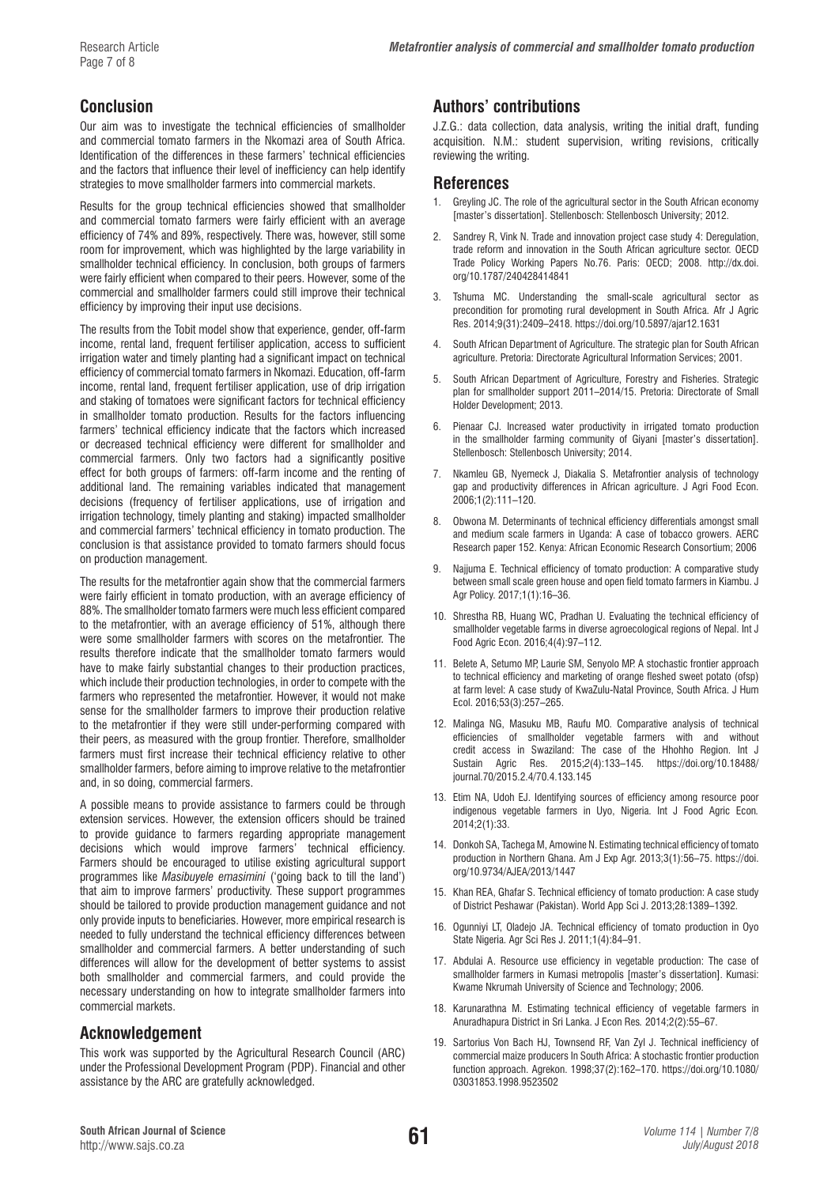## Conclusion

Our aim was to investigate the technical efficiencies of smallholder and commercial tomato farmers in the Nkomazi area of South Africa. Identification of the differences in these farmers' technical efficiencies and the factors that influence their level of inefficiency can help identify strategies to move smallholder farmers into commercial markets.

Results for the group technical efficiencies showed that smallholder and commercial tomato farmers were fairly efficient with an average efficiency of 74% and 89%, respectively. There was, however, still some room for improvement, which was highlighted by the large variability in smallholder technical efficiency. In conclusion, both groups of farmers were fairly efficient when compared to their peers. However, some of the commercial and smallholder farmers could still improve their technical efficiency by improving their input use decisions.

The results from the Tobit model show that experience, gender, off-farm income, rental land, frequent fertiliser application, access to sufficient irrigation water and timely planting had a significant impact on technical efficiency of commercial tomato farmers in Nkomazi. Education, off-farm income, rental land, frequent fertiliser application, use of drip irrigation and staking of tomatoes were significant factors for technical efficiency in smallholder tomato production. Results for the factors influencing farmers' technical efficiency indicate that the factors which increased or decreased technical efficiency were different for smallholder and commercial farmers. Only two factors had a significantly positive effect for both groups of farmers: off-farm income and the renting of additional land. The remaining variables indicated that management decisions (frequency of fertiliser applications, use of irrigation and irrigation technology, timely planting and staking) impacted smallholder and commercial farmers' technical efficiency in tomato production. The conclusion is that assistance provided to tomato farmers should focus on production management.

The results for the metafrontier again show that the commercial farmers were fairly efficient in tomato production, with an average efficiency of 88%. The smallholder tomato farmers were much less efficient compared to the metafrontier, with an average efficiency of 51%, although there were some smallholder farmers with scores on the metafrontier. The results therefore indicate that the smallholder tomato farmers would have to make fairly substantial changes to their production practices, which include their production technologies, in order to compete with the farmers who represented the metafrontier. However, it would not make sense for the smallholder farmers to improve their production relative to the metafrontier if they were still under-performing compared with their peers, as measured with the group frontier. Therefore, smallholder farmers must first increase their technical efficiency relative to other smallholder farmers, before aiming to improve relative to the metafrontier and, in so doing, commercial farmers.

A possible means to provide assistance to farmers could be through extension services. However, the extension officers should be trained to provide guidance to farmers regarding appropriate management decisions which would improve farmers' technical efficiency. Farmers should be encouraged to utilise existing agricultural support programmes like *Masibuyele emasimini* ('going back to till the land') that aim to improve farmers' productivity. These support programmes should be tailored to provide production management guidance and not only provide inputs to beneficiaries. However, more empirical research is needed to fully understand the technical efficiency differences between smallholder and commercial farmers. A better understanding of such differences will allow for the development of better systems to assist both smallholder and commercial farmers, and could provide the necessary understanding on how to integrate smallholder farmers into commercial markets.

## Acknowledgement

This work was supported by the Agricultural Research Council (ARC) under the Professional Development Program (PDP). Financial and other assistance by the ARC are gratefully acknowledged.

## Authors' contributions

J.Z.G.: data collection, data analysis, writing the initial draft, funding acquisition. N.M.: student supervision, writing revisions, critically reviewing the writing.

## References

1. Greyling JC. The role of the agricultural sector in the South African economy [master's dissertation]. Stellenbosch: Stellenbosch University; 2012.
2. Sandrey R, Vink N. Trade and innovation project case study 4: Deregulation, trade reform and innovation in the South African agriculture sector. OECD Trade Policy Working Papers No.76. Paris: OECD; 2008. http://dx.doi.org/10.1787/240428414841
3. Tshuma MC. Understanding the small-scale agricultural sector as precondition for promoting rural development in South Africa. Afr J Agric Res. 2014;9(31):2409–2418. https://doi.org/10.5897/ajar12.1631
4. South African Department of Agriculture. The strategic plan for South African agriculture. Pretoria: Directorate Agricultural Information Services; 2001.
5. South African Department of Agriculture, Forestry and Fisheries. Strategic plan for smallholder support 2011–2014/15. Pretoria: Directorate of Small Holder Development; 2013.
6. Pienaar CJ. Increased water productivity in irrigated tomato production in the smallholder farming community of Giyani [master's dissertation]. Stellenbosch: Stellenbosch University; 2014.
7. Nkamleu GB, Nyemeck J, Diakalia S. Metafrontier analysis of technology gap and productivity differences in African agriculture. J Agri Food Econ. 2006;1(2):111–120.
8. Obwona M. Determinants of technical efficiency differentials amongst small and medium scale farmers in Uganda: A case of tobacco growers. AERC Research paper 152. Kenya: African Economic Research Consortium; 2006
9. Najjuma E. Technical efficiency of tomato production: A comparative study between small scale green house and open field tomato farmers in Kiambu. J Agr Policy. 2017;1(1):16–36.
10. Shrestha RB, Huang WC, Pradhan U. Evaluating the technical efficiency of smallholder vegetable farms in diverse agroecological regions of Nepal. Int J Food Agric Econ. 2016;4(4):97–112.
11. Belete A, Setumo MP, Laurie SM, Senyolo MP. A stochastic frontier approach to technical efficiency and marketing of orange fleshed sweet potato (ofsp) at farm level: A case study of KwaZulu-Natal Province, South Africa. J Hum Ecol. 2016;53(3):257–265.
12. Malinga NG, Masuku MB, Raufu MO. Comparative analysis of technical efficiencies of smallholder vegetable farmers with and without credit access in Swaziland: The case of the Hhohho Region. Int J Sustain Agric Res. 2015;2(4):133–145. https://doi.org/10.18488/journal.70/2015.2.4/70.4.133.145
13. Etim NA, Udoh EJ. Identifying sources of efficiency among resource poor indigenous vegetable farmers in Uyo, Nigeria. Int J Food Agric Econ. 2014;2(1):33.
14. Donkoh SA, Tachega M, Amowine N. Estimating technical efficiency of tomato production in Northern Ghana. Am J Exp Agr. 2013;3(1):56–75. https://doi.org/10.9734/AJEA/2013/1447
15. Khan REA, Ghafar S. Technical efficiency of tomato production: A case study of District Peshawar (Pakistan). World App Sci J. 2013;28:1389–1392.
16. Ogunniyi LT, Oladejo JA. Technical efficiency of tomato production in Oyo State Nigeria. Agr Sci Res J. 2011;1(4):84–91.
17. Abdulai A. Resource use efficiency in vegetable production: The case of smallholder farmers in Kumasi metropolis [master's dissertation]. Kumasi: Kwame Nkrumah University of Science and Technology; 2006.
18. Karunarathna M. Estimating technical efficiency of vegetable farmers in Anuradhapura District in Sri Lanka. J Econ Res. 2014;2(2):55–67.
19. Sartorius Von Bach HJ, Townsend RF, Van Zyl J. Technical inefficiency of commercial maize producers In South Africa: A stochastic frontier production function approach. Agrekon. 1998;37(2):162–170. https://doi.org/10.1080/03031853.1998.9523502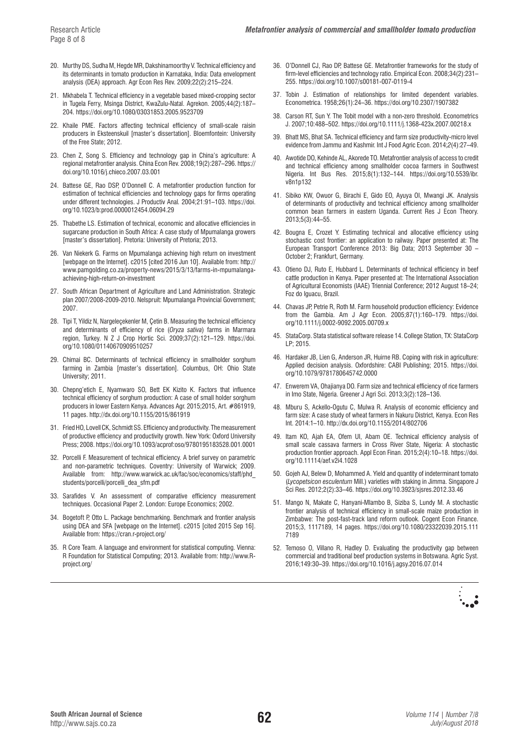20. Murthy DS, Sudha M, Hegde MR, Dakshinamoorthy V. Technical efficiency and its determinants in tomato production in Karnataka, India: Data envelopment analysis (DEA) approach. Agr Econ Res Rev. 2009;22(2):215–224.

21. Mkhabela T. Technical efficiency in a vegetable based mixed-cropping sector in Tugela Ferry, Msinga District, KwaZulu-Natal. Agrekon. 2005;44(2):187–204. https://doi.org/10.1080/03031853.2005.9523709

22. Khaile PME. Factors affecting technical efficiency of small-scale raisin producers in Eksteenskuil [master's dissertation]. Bloemfontein: University of the Free State; 2012.

23. Chen Z, Song S. Efficiency and technology gap in China's agriculture: A regional metafrontier analysis. China Econ Rev. 2008;19(2):287–296. https://doi.org/10.1016/j.chieco.2007.03.001

24. Battese GE, Rao DSP, O'Donnell C. A metafrontier production function for estimation of technical efficiencies and technology gaps for firms operating under different technologies. J Productiv Anal. 2004;21:91–103. https://doi.org/10.1023/b:prod.0000012454.06094.29

25. Thabethe LS. Estimation of technical, economic and allocative efficiencies in sugarcane production in South Africa: A case study of Mpumalanga growers [master's dissertation]. Pretoria: University of Pretoria; 2013.

26. Van Niekerk G. Farms on Mpumalanga achieving high return on investment [webpage on the Internet]. c2015 [cited 2016 Jun 10]. Available from: http://www.pamgolding.co.za/property-news/2015/3/13/farms-in-mpumalanga-achieving-high-return-on-investment

27. South African Department of Agriculture and Land Administration. Strategic plan 2007/2008-2009-2010. Nelspruit: Mpumalanga Provincial Government; 2007.

28. Tipi T, Yildiz N, Nargeleçekenler M, Çetin B. Measuring the technical efficiency and determinants of efficiency of rice (*Oryza sativa*) farms in Marmara region, Turkey. N Z J Crop Hortic Sci. 2009;37(2):121–129. https://doi.org/10.1080/01140670909510257

29. Chimai BC. Determinants of technical efficiency in smallholder sorghum farming in Zambia [master's dissertation]. Columbus, OH: Ohio State University; 2011.

30. Chepng'etich E, Nyamwaro SO, Bett EK Kizito K. Factors that influence technical efficiency of sorghum production: A case of small holder sorghum producers in lower Eastern Kenya. Advances Agr. 2015;2015, Art. #861919, 11 pages. http://dx.doi.org/10.1155/2015/861919

31. Fried HO, Lovell CK, Schmidt SS. Efficiency and productivity. The measurement of productive efficiency and productivity growth. New York: Oxford University Press; 2008. https://doi.org/10.1093/acprof:oso/9780195183528.001.0001

32. Porcelli F. Measurement of technical efficiency. A brief survey on parametric and non-parametric techniques. Coventry: University of Warwick; 2009. Available from: http://www.warwick.ac.uk/fac/soc/economics/staff/phd_students/porcelli/porcelli_dea_sfm.pdf

33. Sarafides V. An assessment of comparative efficiency measurement techniques. Occasional Paper 2. London: Europe Economics; 2002.

34. Bogetoft P, Otto L. Package benchmarking. Benchmark and frontier analysis using DEA and SFA [webpage on the Internet]. c2015 [cited 2015 Sep 16]. Available from: https://cran.r-project.org/

35. R Core Team. A language and environment for statistical computing. Vienna: R Foundation for Statistical Computing; 2013. Available from: http://www.R-project.org/

36. O'Donnell CJ, Rao DP, Battese GE. Metafrontier frameworks for the study of firm-level efficiencies and technology ratio. Empirical Econ. 2008;34(2):231–255. https://doi.org/10.1007/s00181-007-0119-4

37. Tobin J. Estimation of relationships for limited dependent variables. Econometrica. 1958;26(1):24–36. https://doi.org/10.2307/1907382

38. Carson RT, Sun Y. The Tobit model with a non-zero threshold. Econometrics J. 2007;10:488–502. https://doi.org/10.1111/j.1368-423x.2007.00218.x

39. Bhatt MS, Bhat SA. Technical efficiency and farm size productivity-micro level evidence from Jammu and Kashmir. Int J Food Agric Econ. 2014;2(4):27–49.

40. Awotide DO, Kehinde AL, Akorede TO. Metafrontier analysis of access to credit and technical efficiency among smallholder cocoa farmers in Southwest Nigeria. Int Bus Res. 2015;8(1):132–144. https://doi.org/10.5539/ibr.v8n1p132

41. Sibiko KW, Owuor G, Birachi E, Gido EO, Ayuya OI, Mwangi JK. Analysis of determinants of productivity and technical efficiency among smallholder common bean farmers in eastern Uganda. Current Res J Econ Theory. 2013;5(3):44–55.

42. Bougna E, Crozet Y. Estimating technical and allocative efficiency using stochastic cost frontier: an application to railway. Paper presented at: The European Transport Conference 2013: Big Data; 2013 September 30 – October 2; Frankfurt, Germany.

43. Otieno DJ, Ruto E, Hubbard L. Determinants of technical efficiency in beef cattle production in Kenya. Paper presented at: The International Association of Agricultural Economists (IAAE) Triennial Conference; 2012 August 18–24; Foz do Iguacu, Brazil.

44. Chavas JP, Petrie R, Roth M. Farm household production efficiency: Evidence from the Gambia. Am J Agr Econ. 2005;87(1):160–179. https://doi.org/10.1111/j.0002-9092.2005.00709.x

45. StataCorp. Stata statistical software release 14. College Station, TX: StataCorp LP; 2015.

46. Hardaker JB, Lien G, Anderson JR, Huirne RB. Coping with risk in agriculture: Applied decision analysis. Oxfordshire: CABI Publishing; 2015. https://doi.org/10.1079/9781780645742.0000

47. Enwerem VA, Ohajianya DO. Farm size and technical efficiency of rice farmers in Imo State, Nigeria. Greener J Agri Sci. 2013;3(2):128–136.

48. Mburu S, Ackello-Ogutu C, Mulwa R. Analysis of economic efficiency and farm size: A case study of wheat farmers in Nakuru District, Kenya. Econ Res Int. 2014:1–10. http://dx.doi.org/10.1155/2014/802706

49. Itam KO, Ajah EA, Ofem UI, Abam OE. Technical efficiency analysis of small scale cassava farmers in Cross River State, Nigeria: A stochastic production frontier approach. Appl Econ Finan. 2015;2(4):10–18. https://doi.org/10.11114/aef.v2i4.1028

50. Gojeh AJ, Belew D, Mohammed A. Yield and quantity of indeterminant tomato (*Lycopetsicon esculentum* Mill.) varieties with staking in Jimma. Singapore J Sci Res. 2012;2(2):33–46. https://doi.org/10.3923/sjsres.2012.33.46

51. Mango N, Makate C, Hanyani-Mlambo B, Siziba S, Lundy M. A stochastic frontier analysis of technical efficiency in small-scale maize production in Zimbabwe: The post-fast-track land reform outlook. Cogent Econ Finance. 2015;3, 1117189, 14 pages. https://doi.org/10.1080/23322039.2015.1117189

52. Temoso O, Villano R, Hadley D. Evaluating the productivity gap between commercial and traditional beef production systems in Botswana. Agric Syst. 2016;149:30–39. https://doi.org/10.1016/j.agsy.2016.07.014